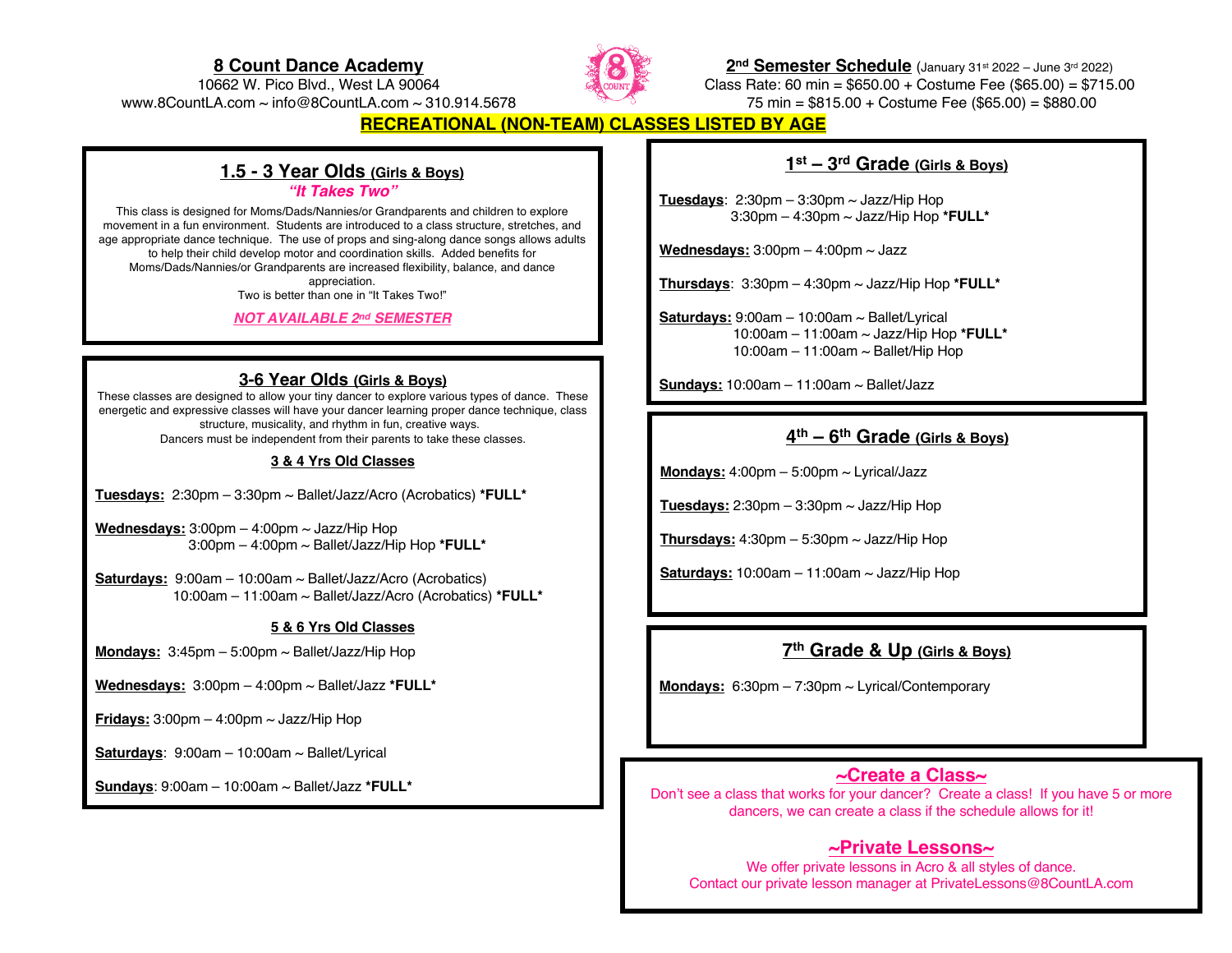## 8 Count Dance Academy

10662 W. Pico Blvd., West LA 90064
www.8CountLA.com ~ info@8CountLA.com ~ 310.914.5678

## 2nd Semester Schedule (January 31st 2022 – June 3rd 2022)

Class Rate: 60 min = $650.00 + Costume Fee ($65.00) = $715.00
75 min = $815.00 + Costume Fee ($65.00) = $880.00

**RECREATIONAL (NON-TEAM) CLASSES LISTED BY AGE**

### 1.5 - 3 Year Olds (Girls & Boys)

***"It Takes Two"***

This class is designed for Moms/Dads/Nannies/or Grandparents and children to explore movement in a fun environment. Students are introduced to a class structure, stretches, and age appropriate dance technique. The use of props and sing-along dance songs allows adults to help their child develop motor and coordination skills. Added benefits for Moms/Dads/Nannies/or Grandparents are increased flexibility, balance, and dance appreciation.
Two is better than one in "It Takes Two!"

***NOT AVAILABLE 2nd SEMESTER***

### 3-6 Year Olds (Girls & Boys)

These classes are designed to allow your tiny dancer to explore various types of dance. These energetic and expressive classes will have your dancer learning proper dance technique, class structure, musicality, and rhythm in fun, creative ways.
Dancers must be independent from their parents to take these classes.

#### 3 & 4 Yrs Old Classes

**Tuesdays:** 2:30pm – 3:30pm ~ Ballet/Jazz/Acro (Acrobatics) ***FULL***

**Wednesdays:** 3:00pm – 4:00pm ~ Jazz/Hip Hop
3:00pm – 4:00pm ~ Ballet/Jazz/Hip Hop ***FULL***

**Saturdays:** 9:00am – 10:00am ~ Ballet/Jazz/Acro (Acrobatics)
10:00am – 11:00am ~ Ballet/Jazz/Acro (Acrobatics) ***FULL***

#### 5 & 6 Yrs Old Classes

**Mondays:** 3:45pm – 5:00pm ~ Ballet/Jazz/Hip Hop

**Wednesdays:** 3:00pm – 4:00pm ~ Ballet/Jazz ***FULL***

**Fridays:** 3:00pm – 4:00pm ~ Jazz/Hip Hop

**Saturdays**: 9:00am – 10:00am ~ Ballet/Lyrical

**Sundays**: 9:00am – 10:00am ~ Ballet/Jazz ***FULL***

### 1st – 3rd Grade (Girls & Boys)

**Tuesdays**: 2:30pm – 3:30pm ~ Jazz/Hip Hop
3:30pm – 4:30pm ~ Jazz/Hip Hop ***FULL***

**Wednesdays:** 3:00pm – 4:00pm ~ Jazz

**Thursdays**: 3:30pm – 4:30pm ~ Jazz/Hip Hop ***FULL***

**Saturdays:** 9:00am – 10:00am ~ Ballet/Lyrical
10:00am – 11:00am ~ Jazz/Hip Hop ***FULL***
10:00am – 11:00am ~ Ballet/Hip Hop

**Sundays:** 10:00am – 11:00am ~ Ballet/Jazz

### 4th – 6th Grade (Girls & Boys)

**Mondays:** 4:00pm – 5:00pm ~ Lyrical/Jazz

**Tuesdays:** 2:30pm – 3:30pm ~ Jazz/Hip Hop

**Thursdays:** 4:30pm – 5:30pm ~ Jazz/Hip Hop

**Saturdays:** 10:00am – 11:00am ~ Jazz/Hip Hop

### 7th Grade & Up (Girls & Boys)

**Mondays:** 6:30pm – 7:30pm ~ Lyrical/Contemporary

### ~Create a Class~

Don't see a class that works for your dancer? Create a class! If you have 5 or more dancers, we can create a class if the schedule allows for it!

### ~Private Lessons~

We offer private lessons in Acro & all styles of dance.
Contact our private lesson manager at PrivateLessons@8CountLA.com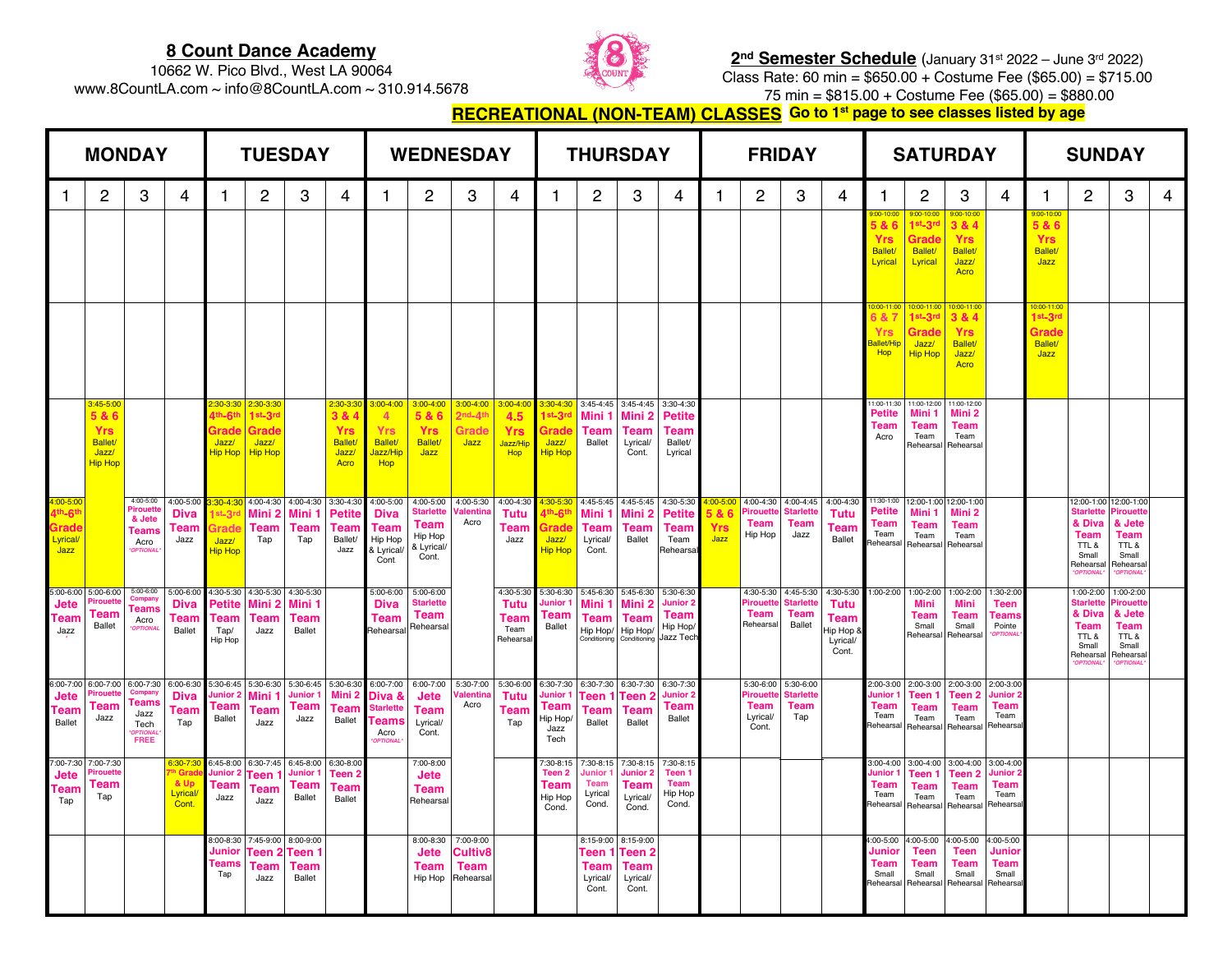**8 Count Dance Academy**
10662 W. Pico Blvd., West LA 90064
www.8CountLA.com ~ info@8CountLA.com ~ 310.914.5678

**2nd Semester Schedule** (January 31st 2022 – June 3rd 2022)
Class Rate: 60 min = $650.00 + Costume Fee ($65.00) = $715.00
75 min = $815.00 + Costume Fee ($65.00) = $880.00

**RECREATIONAL (NON-TEAM) CLASSES** **Go to 1st page to see classes listed by age**

| MONDAY | | | | TUESDAY | | | | WEDNESDAY | | | | THURSDAY | | | | FRIDAY | | | | SATURDAY | | | | SUNDAY | | | |
|---|---|---|---|---|---|---|---|---|---|---|---|---|---|---|---|---|---|---|---|---|---|---|---|---|---|---|---|
| 1 | 2 | 3 | 4 | 1 | 2 | 3 | 4 | 1 | 2 | 3 | 4 | 1 | 2 | 3 | 4 | 1 | 2 | 3 | 4 | 1 | 2 | 3 | 4 | 1 | 2 | 3 | 4 |
| | | | | | | | | | | | | | | | | | | | | 9:00-10:00 5 & 6 Yrs Ballet/Lyrical | 9:00-10:00 1st-3rd Grade Ballet/Lyrical | 9:00-10:00 3 & 4 Yrs Ballet/Jazz/Acro | | 9:00-10:00 5 & 6 Yrs Ballet/Jazz | | | |
| | | | | | | | | | | | | | | | | | | | | 10:00-11:00 6 & 7 Yrs Ballet/Hip Hop | 10:00-11:00 1st-3rd Grade Jazz/Hip Hop | 10:00-11:00 3 & 4 Yrs Ballet/Jazz/Acro | | 10:00-11:00 1st-3rd Grade Ballet/Jazz | | | |
| | 3:45-5:00 5 & 6 Yrs Ballet/Jazz/Hip Hop | | | 2:30-3:30 4th-6th Grade Jazz/Hip Hop | 2:30-3:30 1st-3rd Grade Jazz/Hip Hop | | 2:30-3:30 3 & 4 Yrs Ballet/Jazz/Acro | 3:00-4:00 4 Yrs Ballet/Jazz/Hip Hop | 3:00-4:00 5 & 6 Yrs Ballet/Jazz | 3:00-4:00 2nd-4th Grade Jazz | 3:00-4:00 4.5 Yrs Jazz/Hip Hop | 3:30-4:30 1st-3rd Grade Jazz/Hip Hop | 3:45-4:45 Mini 1 Team Ballet | 3:45-4:45 Mini 2 Team Lyrical/Cont. | 3:30-4:30 Petite Team Ballet/Lyrical | | | | | 11:00-11:30 Petite Team Acro | 11:00-12:00 Mini 1 Team Team Rehearsal | 11:00-12:00 Mini 2 Team Team Rehearsal | | | | | |
| 4:00-5:00 4th-6th Grade Lyrical/Jazz | | 4:00-5:00 Pirouette & Jete Teams Acro *OPTIONAL* | 4:00-5:00 Diva Team Jazz | 3:30-4:30 1st-3rd Grade Jazz/Hip Hop | 4:00-4:30 Mini 2 Team Tap | 4:00-4:30 Mini 1 Team Tap | 3:30-4:30 Petite Team Ballet/Jazz | 4:00-5:00 Diva Team Hip Hop & Lyrical/Cont | 4:00-5:00 Starlette Team Hip Hop & Lyrical/Cont. | 4:00-5:30 Valentina Acro | 4:00-4:30 Tutu Team Jazz | 4:30-5:30 4th-6th Grade Jazz/Hip Hop | 4:45-5:45 Mini 1 Team Lyrical/Cont. | 4:45-5:45 Mini 2 Team Ballet | 4:30-5:30 Petite Team Team Rehearsal | 4:00-5:00 5 & 6 Yrs Jazz | 4:00-4:30 Pirouette Team Hip Hop | 4:00-4:45 Starlette Team Jazz | 4:00-4:30 Tutu Team Ballet | 11:30-1:00 Petite Team Team Rehearsal | 12:00-1:00 Mini 1 Team Team Rehearsal | 12:00-1:00 Mini 2 Team Team Rehearsal | | | 12:00-1:00 Starlette & Diva Team TTL & Small Rehearsal *OPTIONAL* | 12:00-1:00 Pirouette & Jete Team TTL & Small Rehearsal *OPTIONAL* | |
| 5:00-6:00 Jete Team Jazz | 5:00-6:00 Pirouette Team Ballet | 5:00-6:00 Company Teams Acro *OPTIONAL* | 5:00-6:00 Diva Team Ballet | 4:30-5:30 Petite Team Tap/Hip Hop | 4:30-5:30 Mini 2 Team Jazz | 4:30-5:30 Mini 1 Team Ballet | | 5:00-6:00 Diva Team Rehearsal | 5:00-6:00 Starlette Team Rehearsal | | 4:30-5:30 Tutu Team Team Rehearsal | 5:30-6:30 Junior 1 Team Ballet | 5:45-6:30 Mini 1 Team Hip Hop/Conditioning | 5:45-6:30 Mini 2 Team Hip Hop/Conditioning | 5:30-6:30 Junior 2 Team Hip Hop/Jazz Tech | | 4:30-5:30 Pirouette Team Rehearsal | 4:45-5:30 Starlette Team Ballet | 4:30-5:30 Tutu Team Hip Hop & Lyrical/Cont. | 1:00-2:00 | 1:00-2:00 Mini Team Small Rehearsal | 1:00-2:00 Mini Team Small Rehearsal | 1:30-2:00 Teen Teams Pointe *OPTIONAL* | | 1:00-2:00 Starlette & Diva Team TTL & Small Rehearsal *OPTIONAL* | 1:00-2:00 Pirouette & Jete Team TTL & Small Rehearsal *OPTIONAL* | |
| 6:00-7:00 Jete Team Ballet | 6:00-7:00 Pirouette Team Jazz | 6:00-7:30 Company Teams Jazz Tech *OPTIONAL* FREE | 6:00-6:30 Diva Team Tap | 5:30-6:45 Junior 2 Team Ballet | 5:30-6:30 Mini 1 Team Jazz | 5:30-6:45 Junior 1 Team Jazz | 5:30-6:30 Mini 2 Team Ballet | 6:00-7:00 Diva & Starlette Teams Acro *OPTIONAL* | 6:00-7:00 Jete Team Lyrical/Cont. | 5:30-7:00 Valentina Acro | 5:30-6:00 Tutu Team Tap | 6:30-7:30 Junior 1 Team Hip Hop/Jazz Tech | 6:30-7:30 Teen 1 Team Ballet | 6:30-7:30 Teen 2 Team Ballet | 6:30-7:30 Junior 2 Team Ballet | | 5:30-6:00 Pirouette Team Lyrical/Cont. | 5:30-6:00 Starlette Team Tap | | 2:00-3:00 Junior 1 Team Team Rehearsal | 2:00-3:00 Teen 1 Team Team Rehearsal | 2:00-3:00 Teen 2 Team Team Rehearsal | 2:00-3:00 Junior 2 Team Team Rehearsal | | | | |
| 7:00-7:30 Jete Team Tap | 7:00-7:30 Pirouette Team Tap | | 6:30-7:30 7th Grade & Up Lyrical/Cont. | 6:45-8:00 Junior 2 Team Jazz | 6:30-7:45 Teen 1 Team Jazz | 6:45-8:00 Junior 1 Team Ballet | 6:30-8:00 Teen 2 Team Ballet | | 7:00-8:00 Jete Team Rehearsal | | | 7:30-8:15 Teen 2 Team Hip Hop Cond. | 7:30-8:15 Junior 1 Team Lyrical Cond. | 7:30-8:15 Junior 2 Team Lyrical/Cont. | 7:30-8:15 Teen 1 Team Hip Hop Cond. | | | | | 3:00-4:00 Junior 1 Team Team Rehearsal | 3:00-4:00 Teen 1 Team Team Rehearsal | 3:00-4:00 Teen 2 Team Team Rehearsal | 3:00-4:00 Junior 2 Team Team Rehearsal | | | | |
| | | | | 8:00-8:30 Junior Teams Tap | 7:45-9:00 Teen 2 Team Jazz | 8:00-9:00 Teen 1 Team Ballet | | | 8:00-8:30 Jete Team Hip Hop | 7:00-9:00 Cultiv8 Team Rehearsal | | | 8:15-9:00 Teen 1 Team Lyrical/Cont. | 8:15-9:00 Teen 2 Team Lyrical/Cont. | | | | | | 4:00-5:00 Junior Team Small Rehearsal | 4:00-5:00 Teen Team Small Rehearsal | 4:00-5:00 Teen Team Small Rehearsal | 4:00-5:00 Junior Team Small Rehearsal | | | | |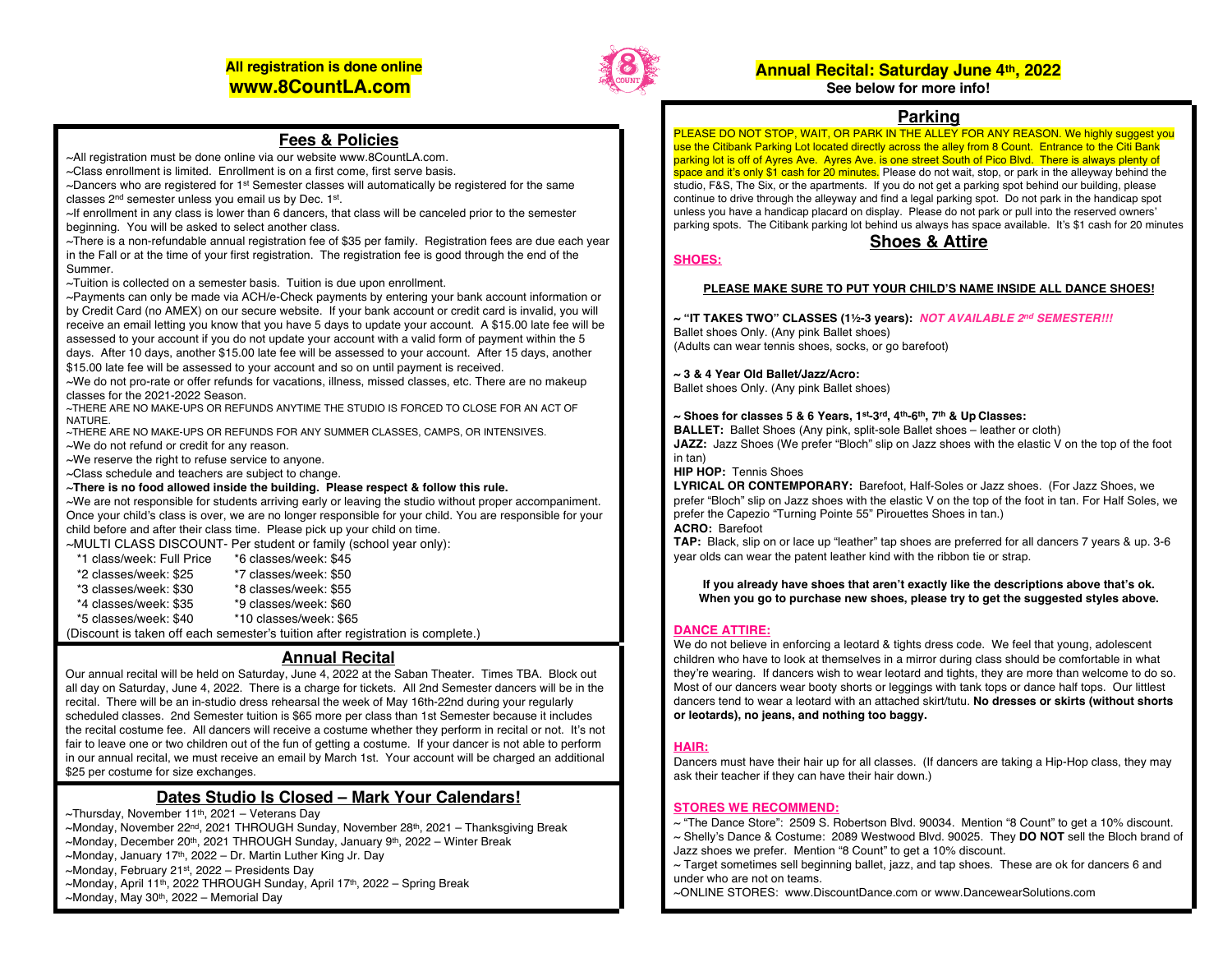**All registration is done online**
**www.8CountLA.com**

## Fees & Policies

~All registration must be done online via our website www.8CountLA.com.
~Class enrollment is limited. Enrollment is on a first come, first serve basis.
~Dancers who are registered for 1st Semester classes will automatically be registered for the same classes 2nd semester unless you email us by Dec. 1st.
~If enrollment in any class is lower than 6 dancers, that class will be canceled prior to the semester beginning. You will be asked to select another class.
~There is a non-refundable annual registration fee of $35 per family. Registration fees are due each year in the Fall or at the time of your first registration. The registration fee is good through the end of the Summer.
~Tuition is collected on a semester basis. Tuition is due upon enrollment.
~Payments can only be made via ACH/e-Check payments by entering your bank account information or by Credit Card (no AMEX) on our secure website. If your bank account or credit card is invalid, you will receive an email letting you know that you have 5 days to update your account. A $15.00 late fee will be assessed to your account if you do not update your account with a valid form of payment within the 5 days. After 10 days, another $15.00 late fee will be assessed to your account. After 15 days, another $15.00 late fee will be assessed to your account and so on until payment is received.
~We do not pro-rate or offer refunds for vacations, illness, missed classes, etc. There are no makeup classes for the 2021-2022 Season.
~THERE ARE NO MAKE-UPS OR REFUNDS ANYTIME THE STUDIO IS FORCED TO CLOSE FOR AN ACT OF NATURE.
~THERE ARE NO MAKE-UPS OR REFUNDS FOR ANY SUMMER CLASSES, CAMPS, OR INTENSIVES.
~We do not refund or credit for any reason.
~We reserve the right to refuse service to anyone.
~Class schedule and teachers are subject to change.
~**There is no food allowed inside the building. Please respect & follow this rule.**
~We are not responsible for students arriving early or leaving the studio without proper accompaniment. Once your child's class is over, we are no longer responsible for your child. You are responsible for your child before and after their class time. Please pick up your child on time.
~MULTI CLASS DISCOUNT- Per student or family (school year only):

| | |
|---|---|
| *1 class/week: Full Price | *6 classes/week: $45 |
| *2 classes/week: $25 | *7 classes/week: $50 |
| *3 classes/week: $30 | *8 classes/week: $55 |
| *4 classes/week: $35 | *9 classes/week: $60 |
| *5 classes/week: $40 | *10 classes/week: $65 |

(Discount is taken off each semester's tuition after registration is complete.)

## Annual Recital

Our annual recital will be held on Saturday, June 4, 2022 at the Saban Theater. Times TBA. Block out all day on Saturday, June 4, 2022. There is a charge for tickets. All 2nd Semester dancers will be in the recital. There will be an in-studio dress rehearsal the week of May 16th-22nd during your regularly scheduled classes. 2nd Semester tuition is $65 more per class than 1st Semester because it includes the recital costume fee. All dancers will receive a costume whether they perform in recital or not. It's not fair to leave one or two children out of the fun of getting a costume. If your dancer is not able to perform in our annual recital, we must receive an email by March 1st. Your account will be charged an additional $25 per costume for size exchanges.

## Dates Studio Is Closed – Mark Your Calendars!

~Thursday, November 11th, 2021 – Veterans Day
~Monday, November 22nd, 2021 THROUGH Sunday, November 28th, 2021 – Thanksgiving Break
~Monday, December 20th, 2021 THROUGH Sunday, January 9th, 2022 – Winter Break
~Monday, January 17th, 2022 – Dr. Martin Luther King Jr. Day
~Monday, February 21st, 2022 – Presidents Day
~Monday, April 11th, 2022 THROUGH Sunday, April 17th, 2022 – Spring Break
~Monday, May 30th, 2022 – Memorial Day

**Annual Recital: Saturday June 4th, 2022**
**See below for more info!**

## Parking

PLEASE DO NOT STOP, WAIT, OR PARK IN THE ALLEY FOR ANY REASON. We highly suggest you use the Citibank Parking Lot located directly across the alley from 8 Count. Entrance to the Citi Bank parking lot is off of Ayres Ave. Ayres Ave. is one street South of Pico Blvd. There is always plenty of space and it's only $1 cash for 20 minutes. Please do not wait, stop, or park in the alleyway behind the studio, F&S, The Six, or the apartments. If you do not get a parking spot behind our building, please continue to drive through the alleyway and find a legal parking spot. Do not park in the handicap spot unless you have a handicap placard on display. Please do not park or pull into the reserved owners' parking spots. The Citibank parking lot behind us always has space available. It's $1 cash for 20 minutes

## Shoes & Attire

### SHOES:

**PLEASE MAKE SURE TO PUT YOUR CHILD'S NAME INSIDE ALL DANCE SHOES!**

**~ "IT TAKES TWO" CLASSES (1½-3 years):** ***NOT AVAILABLE 2nd SEMESTER!!!***
Ballet shoes Only. (Any pink Ballet shoes)
(Adults can wear tennis shoes, socks, or go barefoot)

**~ 3 & 4 Year Old Ballet/Jazz/Acro:**
Ballet shoes Only. (Any pink Ballet shoes)

**~ Shoes for classes 5 & 6 Years, 1st-3rd, 4th-6th, 7th & Up Classes:**
**BALLET:** Ballet Shoes (Any pink, split-sole Ballet shoes – leather or cloth)
**JAZZ:** Jazz Shoes (We prefer "Bloch" slip on Jazz shoes with the elastic V on the top of the foot in tan)
**HIP HOP:** Tennis Shoes
**LYRICAL OR CONTEMPORARY:** Barefoot, Half-Soles or Jazz shoes. (For Jazz Shoes, we prefer "Bloch" slip on Jazz shoes with the elastic V on the top of the foot in tan. For Half Soles, we prefer the Capezio "Turning Pointe 55" Pirouettes Shoes in tan.)
**ACRO:** Barefoot
**TAP:** Black, slip on or lace up "leather" tap shoes are preferred for all dancers 7 years & up. 3-6 year olds can wear the patent leather kind with the ribbon tie or strap.

**If you already have shoes that aren't exactly like the descriptions above that's ok. When you go to purchase new shoes, please try to get the suggested styles above.**

### DANCE ATTIRE:

We do not believe in enforcing a leotard & tights dress code. We feel that young, adolescent children who have to look at themselves in a mirror during class should be comfortable in what they're wearing. If dancers wish to wear leotard and tights, they are more than welcome to do so. Most of our dancers wear booty shorts or leggings with tank tops or dance half tops. Our littlest dancers tend to wear a leotard with an attached skirt/tutu. **No dresses or skirts (without shorts or leotards), no jeans, and nothing too baggy.**

### HAIR:

Dancers must have their hair up for all classes. (If dancers are taking a Hip-Hop class, they may ask their teacher if they can have their hair down.)

### STORES WE RECOMMEND:

~ "The Dance Store": 2509 S. Robertson Blvd. 90034. Mention "8 Count" to get a 10% discount.
~ Shelly's Dance & Costume: 2089 Westwood Blvd. 90025. They **DO NOT** sell the Bloch brand of Jazz shoes we prefer. Mention "8 Count" to get a 10% discount.
~ Target sometimes sell beginning ballet, jazz, and tap shoes. These are ok for dancers 6 and under who are not on teams.
~ONLINE STORES: www.DiscountDance.com or www.DancewearSolutions.com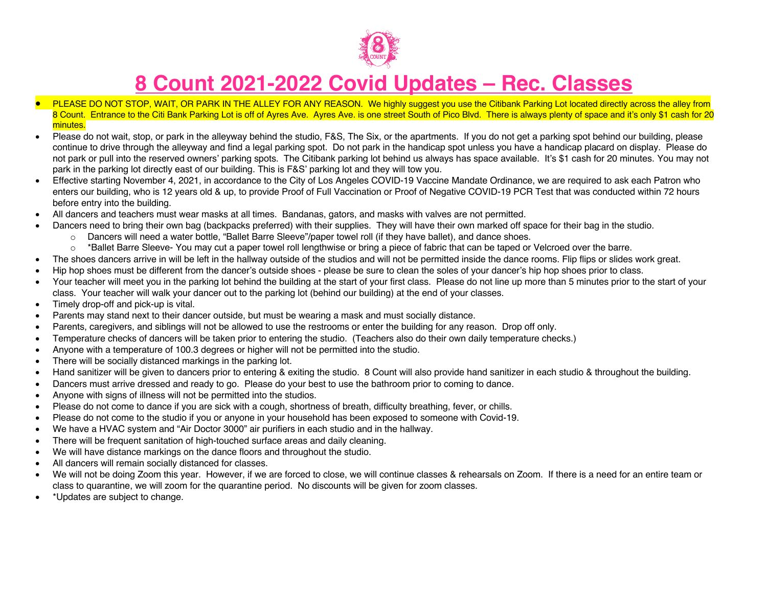# 8 Count 2021-2022 Covid Updates – Rec. Classes

- PLEASE DO NOT STOP, WAIT, OR PARK IN THE ALLEY FOR ANY REASON. We highly suggest you use the Citibank Parking Lot located directly across the alley from 8 Count. Entrance to the Citi Bank Parking Lot is off of Ayres Ave. Ayres Ave. is one street South of Pico Blvd. There is always plenty of space and it's only $1 cash for 20 minutes.
- Please do not wait, stop, or park in the alleyway behind the studio, F&S, The Six, or the apartments. If you do not get a parking spot behind our building, please continue to drive through the alleyway and find a legal parking spot. Do not park in the handicap spot unless you have a handicap placard on display. Please do not park or pull into the reserved owners' parking spots. The Citibank parking lot behind us always has space available. It's $1 cash for 20 minutes. You may not park in the parking lot directly east of our building. This is F&S' parking lot and they will tow you.
- Effective starting November 4, 2021, in accordance to the City of Los Angeles COVID-19 Vaccine Mandate Ordinance, we are required to ask each Patron who enters our building, who is 12 years old & up, to provide Proof of Full Vaccination or Proof of Negative COVID-19 PCR Test that was conducted within 72 hours before entry into the building.
- All dancers and teachers must wear masks at all times. Bandanas, gators, and masks with valves are not permitted.
- Dancers need to bring their own bag (backpacks preferred) with their supplies. They will have their own marked off space for their bag in the studio.
  - Dancers will need a water bottle, "Ballet Barre Sleeve"/paper towel roll (if they have ballet), and dance shoes.
  - *Ballet Barre Sleeve- You may cut a paper towel roll lengthwise or bring a piece of fabric that can be taped or Velcroed over the barre.
- The shoes dancers arrive in will be left in the hallway outside of the studios and will not be permitted inside the dance rooms. Flip flips or slides work great.
- Hip hop shoes must be different from the dancer's outside shoes - please be sure to clean the soles of your dancer's hip hop shoes prior to class.
- Your teacher will meet you in the parking lot behind the building at the start of your first class. Please do not line up more than 5 minutes prior to the start of your class. Your teacher will walk your dancer out to the parking lot (behind our building) at the end of your classes.
- Timely drop-off and pick-up is vital.
- Parents may stand next to their dancer outside, but must be wearing a mask and must socially distance.
- Parents, caregivers, and siblings will not be allowed to use the restrooms or enter the building for any reason. Drop off only.
- Temperature checks of dancers will be taken prior to entering the studio. (Teachers also do their own daily temperature checks.)
- Anyone with a temperature of 100.3 degrees or higher will not be permitted into the studio.
- There will be socially distanced markings in the parking lot.
- Hand sanitizer will be given to dancers prior to entering & exiting the studio. 8 Count will also provide hand sanitizer in each studio & throughout the building.
- Dancers must arrive dressed and ready to go. Please do your best to use the bathroom prior to coming to dance.
- Anyone with signs of illness will not be permitted into the studios.
- Please do not come to dance if you are sick with a cough, shortness of breath, difficulty breathing, fever, or chills.
- Please do not come to the studio if you or anyone in your household has been exposed to someone with Covid-19.
- We have a HVAC system and "Air Doctor 3000" air purifiers in each studio and in the hallway.
- There will be frequent sanitation of high-touched surface areas and daily cleaning.
- We will have distance markings on the dance floors and throughout the studio.
- All dancers will remain socially distanced for classes.
- We will not be doing Zoom this year. However, if we are forced to close, we will continue classes & rehearsals on Zoom. If there is a need for an entire team or class to quarantine, we will zoom for the quarantine period. No discounts will be given for zoom classes.
- *Updates are subject to change.